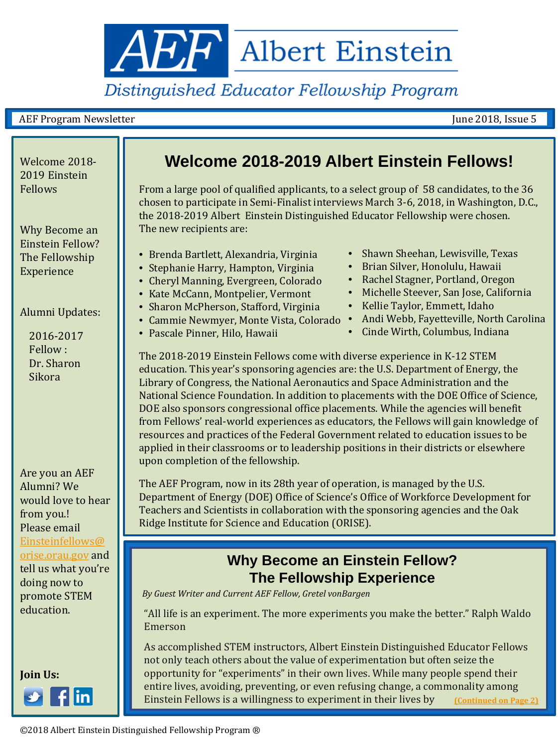# AEF Albert Einstein

*Distinguished Educator Fellowship Program*

AEF Program Newsletter — June 2018, Issue 5

Welcome 2018-2019 Einstein Fellows

Why Become an Einstein Fellow? The Fellowship Experience

Alumni Updates:

2016-2017 Fellow : Dr. Sharon Sikora

Are you an AEF Alumni? We would love to hear from you.! Please email Einsteinfellows@orise.orau.gov and tell us what you're doing now to promote STEM education.

**Join Us:**

## Welcome 2018-2019 Albert Einstein Fellows!

From a large pool of qualified applicants, to a select group of 58 candidates, to the 36 chosen to participate in Semi-Finalist interviews March 3-6, 2018, in Washington, D.C., the 2018-2019 Albert Einstein Distinguished Educator Fellowship were chosen. The new recipients are:

- Brenda Bartlett, Alexandria, Virginia
- Stephanie Harry, Hampton, Virginia
- Cheryl Manning, Evergreen, Colorado
- Kate McCann, Montpelier, Vermont
- Sharon McPherson, Stafford, Virginia
- Cammie Newmyer, Monte Vista, Colorado
- Pascale Pinner, Hilo, Hawaii
- Shawn Sheehan, Lewisville, Texas
- Brian Silver, Honolulu, Hawaii
- Rachel Stagner, Portland, Oregon
- Michelle Steever, San Jose, California
- Kellie Taylor, Emmett, Idaho
- Andi Webb, Fayetteville, North Carolina
- Cinde Wirth, Columbus, Indiana

The 2018-2019 Einstein Fellows come with diverse experience in K-12 STEM education. This year's sponsoring agencies are: the U.S. Department of Energy, the Library of Congress, the National Aeronautics and Space Administration and the National Science Foundation. In addition to placements with the DOE Office of Science, DOE also sponsors congressional office placements. While the agencies will benefit from Fellows' real-world experiences as educators, the Fellows will gain knowledge of resources and practices of the Federal Government related to education issues to be applied in their classrooms or to leadership positions in their districts or elsewhere upon completion of the fellowship.

The AEF Program, now in its 28th year of operation, is managed by the U.S. Department of Energy (DOE) Office of Science's Office of Workforce Development for Teachers and Scientists in collaboration with the sponsoring agencies and the Oak Ridge Institute for Science and Education (ORISE).

## Why Become an Einstein Fellow? The Fellowship Experience

*By Guest Writer and Current AEF Fellow, Gretel vonBargen*

"All life is an experiment. The more experiments you make the better." Ralph Waldo Emerson

As accomplished STEM instructors, Albert Einstein Distinguished Educator Fellows not only teach others about the value of experimentation but often seize the opportunity for "experiments" in their own lives. While many people spend their entire lives, avoiding, preventing, or even refusing change, a commonality among Einstein Fellows is a willingness to experiment in their lives by **(Continued on Page 2)**

©2018 Albert Einstein Distinguished Fellowship Program ®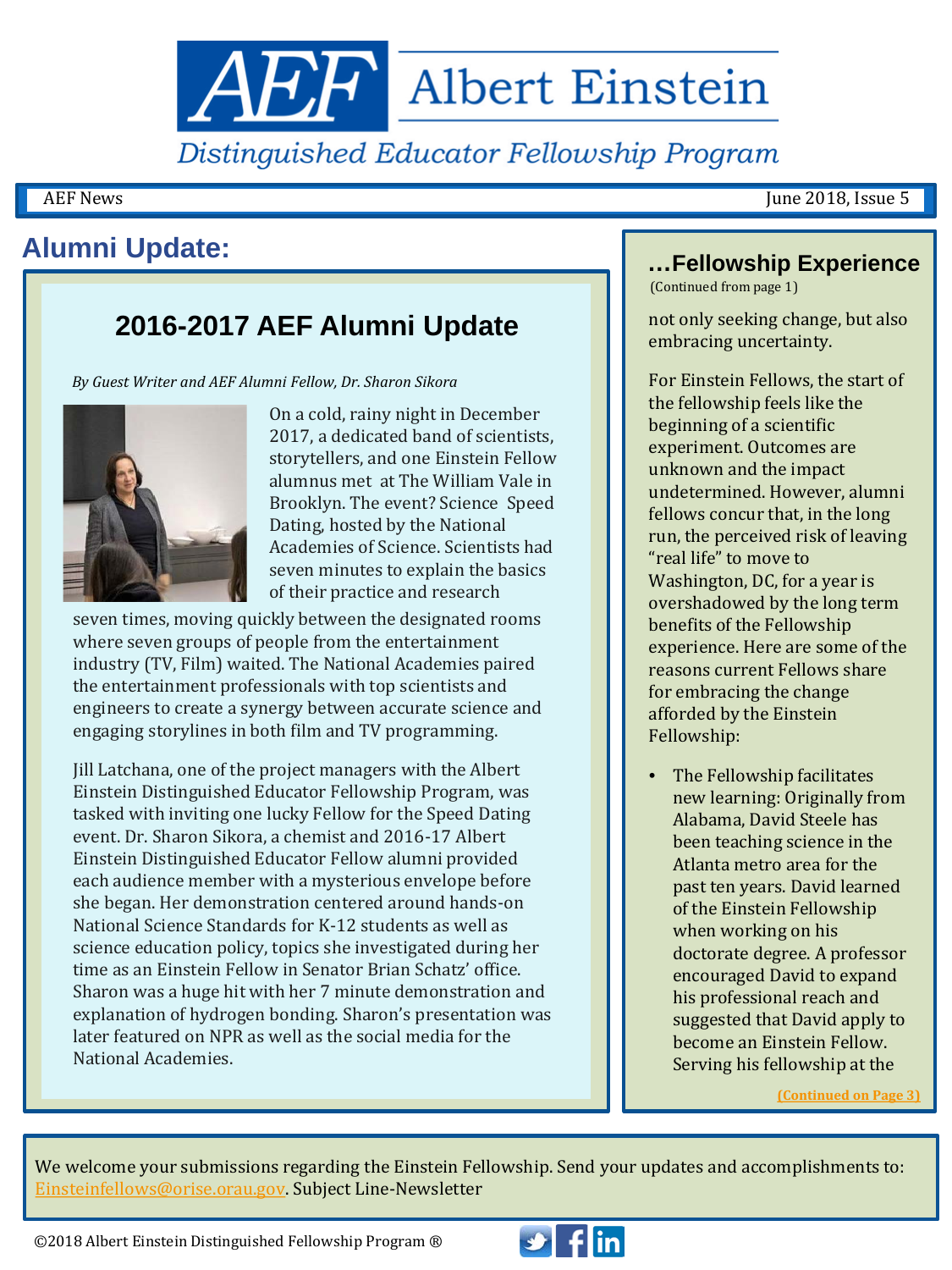# Albert Einstein Distinguished Educator Fellowship Program

AEF News June 2018, Issue 5

## Alumni Update:

### 2016-2017 AEF Alumni Update

*By Guest Writer and AEF Alumni Fellow, Dr. Sharon Sikora*

On a cold, rainy night in December 2017, a dedicated band of scientists, storytellers, and one Einstein Fellow alumnus met at The William Vale in Brooklyn. The event? Science Speed Dating, hosted by the National Academies of Science. Scientists had seven minutes to explain the basics of their practice and research seven times, moving quickly between the designated rooms where seven groups of people from the entertainment industry (TV, Film) waited. The National Academies paired the entertainment professionals with top scientists and engineers to create a synergy between accurate science and engaging storylines in both film and TV programming.

Jill Latchana, one of the project managers with the Albert Einstein Distinguished Educator Fellowship Program, was tasked with inviting one lucky Fellow for the Speed Dating event. Dr. Sharon Sikora, a chemist and 2016-17 Albert Einstein Distinguished Educator Fellow alumni provided each audience member with a mysterious envelope before she began. Her demonstration centered around hands-on National Science Standards for K-12 students as well as science education policy, topics she investigated during her time as an Einstein Fellow in Senator Brian Schatz' office. Sharon was a huge hit with her 7 minute demonstration and explanation of hydrogen bonding. Sharon's presentation was later featured on NPR as well as the social media for the National Academies.

## …Fellowship Experience

(Continued from page 1)

not only seeking change, but also embracing uncertainty.

For Einstein Fellows, the start of the fellowship feels like the beginning of a scientific experiment. Outcomes are unknown and the impact undetermined. However, alumni fellows concur that, in the long run, the perceived risk of leaving "real life" to move to Washington, DC, for a year is overshadowed by the long term benefits of the Fellowship experience. Here are some of the reasons current Fellows share for embracing the change afforded by the Einstein Fellowship:

- The Fellowship facilitates new learning: Originally from Alabama, David Steele has been teaching science in the Atlanta metro area for the past ten years. David learned of the Einstein Fellowship when working on his doctorate degree. A professor encouraged David to expand his professional reach and suggested that David apply to become an Einstein Fellow. Serving his fellowship at the

(Continued on Page 3)

We welcome your submissions regarding the Einstein Fellowship. Send your updates and accomplishments to: Einsteinfellows@orise.orau.gov. Subject Line-Newsletter

©2018 Albert Einstein Distinguished Fellowship Program ®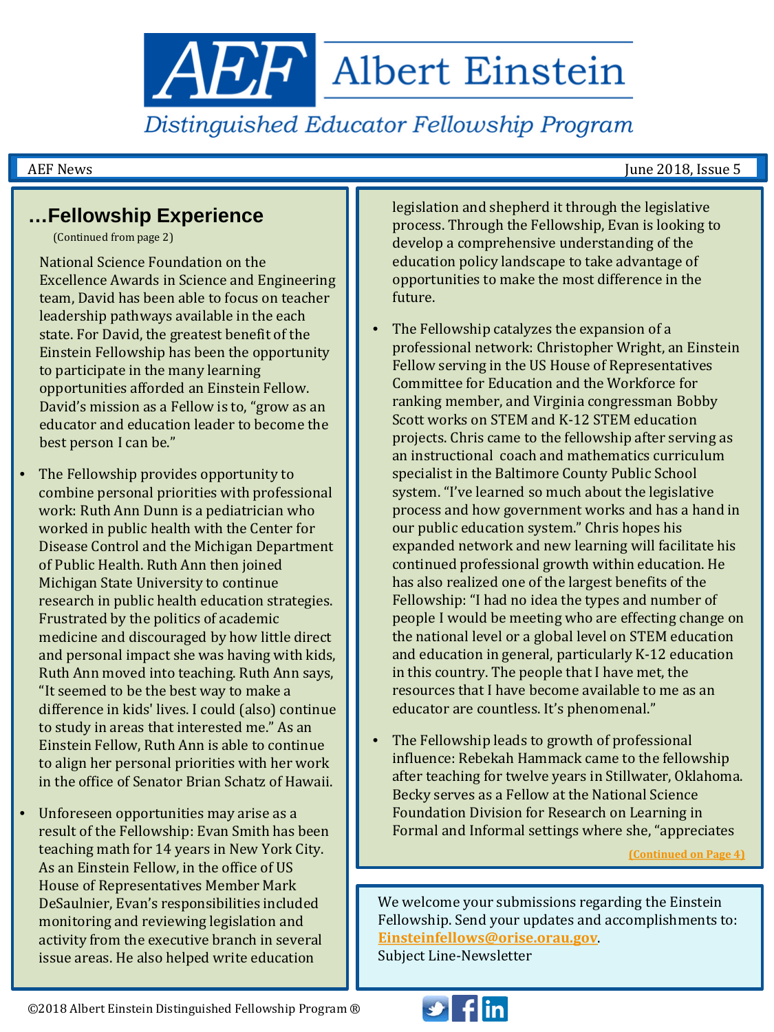# AEF Albert Einstein

*Distinguished Educator Fellowship Program*

## …Fellowship Experience

(Continued from page 2)

National Science Foundation on the Excellence Awards in Science and Engineering team, David has been able to focus on teacher leadership pathways available in the each state. For David, the greatest benefit of the Einstein Fellowship has been the opportunity to participate in the many learning opportunities afforded an Einstein Fellow. David's mission as a Fellow is to, "grow as an educator and education leader to become the best person I can be."

- The Fellowship provides opportunity to combine personal priorities with professional work: Ruth Ann Dunn is a pediatrician who worked in public health with the Center for Disease Control and the Michigan Department of Public Health. Ruth Ann then joined Michigan State University to continue research in public health education strategies. Frustrated by the politics of academic medicine and discouraged by how little direct and personal impact she was having with kids, Ruth Ann moved into teaching. Ruth Ann says, "It seemed to be the best way to make a difference in kids' lives. I could (also) continue to study in areas that interested me." As an Einstein Fellow, Ruth Ann is able to continue to align her personal priorities with her work in the office of Senator Brian Schatz of Hawaii.

- Unforeseen opportunities may arise as a result of the Fellowship: Evan Smith has been teaching math for 14 years in New York City. As an Einstein Fellow, in the office of US House of Representatives Member Mark DeSaulnier, Evan's responsibilities included monitoring and reviewing legislation and activity from the executive branch in several issue areas. He also helped write education legislation and shepherd it through the legislative process. Through the Fellowship, Evan is looking to develop a comprehensive understanding of the education policy landscape to take advantage of opportunities to make the most difference in the future.

- The Fellowship catalyzes the expansion of a professional network: Christopher Wright, an Einstein Fellow serving in the US House of Representatives Committee for Education and the Workforce for ranking member, and Virginia congressman Bobby Scott works on STEM and K-12 STEM education projects. Chris came to the fellowship after serving as an instructional coach and mathematics curriculum specialist in the Baltimore County Public School system. "I've learned so much about the legislative process and how government works and has a hand in our public education system." Chris hopes his expanded network and new learning will facilitate his continued professional growth within education. He has also realized one of the largest benefits of the Fellowship: "I had no idea the types and number of people I would be meeting who are effecting change on the national level or a global level on STEM education and education in general, particularly K-12 education in this country. The people that I have met, the resources that I have become available to me as an educator are countless. It's phenomenal."

- The Fellowship leads to growth of professional influence: Rebekah Hammack came to the fellowship after teaching for twelve years in Stillwater, Oklahoma. Becky serves as a Fellow at the National Science Foundation Division for Research on Learning in Formal and Informal settings where she, "appreciates

**(Continued on Page 4)**

We welcome your submissions regarding the Einstein Fellowship. Send your updates and accomplishments to: **Einsteinfellows@orise.orau.gov**.
Subject Line-Newsletter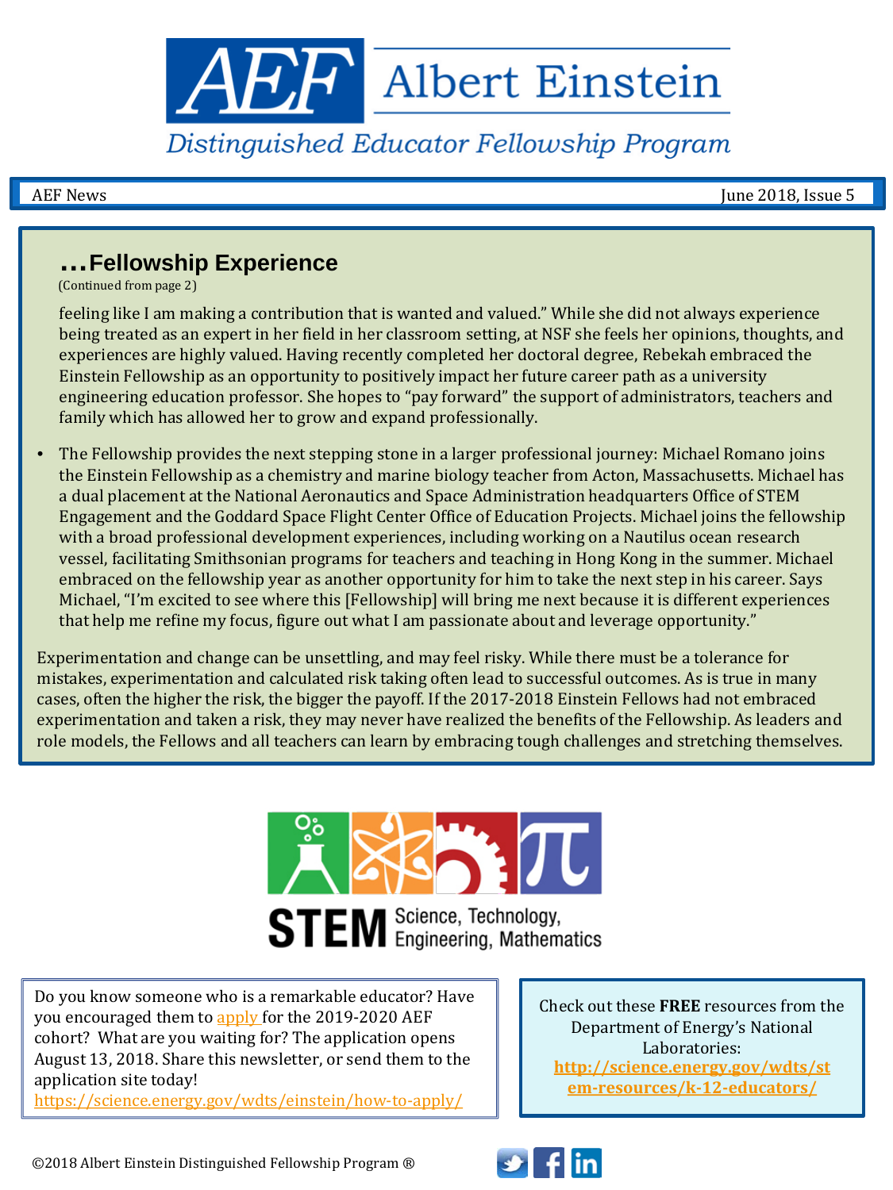# Albert Einstein Distinguished Educator Fellowship Program

AEF News — June 2018, Issue 5

## …Fellowship Experience

(Continued from page 2)

feeling like I am making a contribution that is wanted and valued." While she did not always experience being treated as an expert in her field in her classroom setting, at NSF she feels her opinions, thoughts, and experiences are highly valued. Having recently completed her doctoral degree, Rebekah embraced the Einstein Fellowship as an opportunity to positively impact her future career path as a university engineering education professor. She hopes to "pay forward" the support of administrators, teachers and family which has allowed her to grow and expand professionally.

- The Fellowship provides the next stepping stone in a larger professional journey: Michael Romano joins the Einstein Fellowship as a chemistry and marine biology teacher from Acton, Massachusetts. Michael has a dual placement at the National Aeronautics and Space Administration headquarters Office of STEM Engagement and the Goddard Space Flight Center Office of Education Projects. Michael joins the fellowship with a broad professional development experiences, including working on a Nautilus ocean research vessel, facilitating Smithsonian programs for teachers and teaching in Hong Kong in the summer. Michael embraced on the fellowship year as another opportunity for him to take the next step in his career. Says Michael, "I'm excited to see where this [Fellowship] will bring me next because it is different experiences that help me refine my focus, figure out what I am passionate about and leverage opportunity."

Experimentation and change can be unsettling, and may feel risky. While there must be a tolerance for mistakes, experimentation and calculated risk taking often lead to successful outcomes. As is true in many cases, often the higher the risk, the bigger the payoff. If the 2017-2018 Einstein Fellows had not embraced experimentation and taken a risk, they may never have realized the benefits of the Fellowship. As leaders and role models, the Fellows and all teachers can learn by embracing tough challenges and stretching themselves.

STEM Science, Technology, Engineering, Mathematics

Do you know someone who is a remarkable educator? Have you encouraged them to apply for the 2019-2020 AEF cohort? What are you waiting for? The application opens August 13, 2018. Share this newsletter, or send them to the application site today!
https://science.energy.gov/wdts/einstein/how-to-apply/

Check out these **FREE** resources from the Department of Energy's National Laboratories:
**http://science.energy.gov/wdts/stem-resources/k-12-educators/**

©2018 Albert Einstein Distinguished Fellowship Program ®